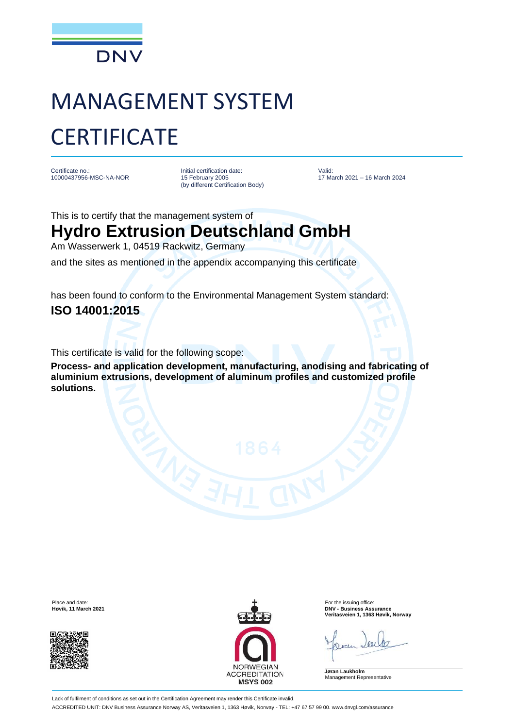DNV

# MANAGEMENT SYSTEM CERTIFICATE

Certificate no.:
10000437956-MSC-NA-NOR

Initial certification date:
15 February 2005
(by different Certification Body)

Valid:
17 March 2021 – 16 March 2024

This is to certify that the management system of

## Hydro Extrusion Deutschland GmbH

Am Wasserwerk 1, 04519 Rackwitz, Germany

and the sites as mentioned in the appendix accompanying this certificate

has been found to conform to the Environmental Management System standard:

**ISO 14001:2015**

This certificate is valid for the following scope:

**Process- and application development, manufacturing, anodising and fabricating of aluminium extrusions, development of aluminum profiles and customized profile solutions.**

Place and date:
**Høvik, 11 March 2021**

NORWEGIAN ACCREDITATION
**MSYS 002**

For the issuing office:
**DNV - Business Assurance**
**Veritasveien 1, 1363 Høvik, Norway**

**Jøran Laukholm**
Management Representative

Lack of fulfilment of conditions as set out in the Certification Agreement may render this Certificate invalid.

ACCREDITED UNIT: DNV Business Assurance Norway AS, Veritasveien 1, 1363 Høvik, Norway - TEL: +47 67 57 99 00. www.dnvgl.com/assurance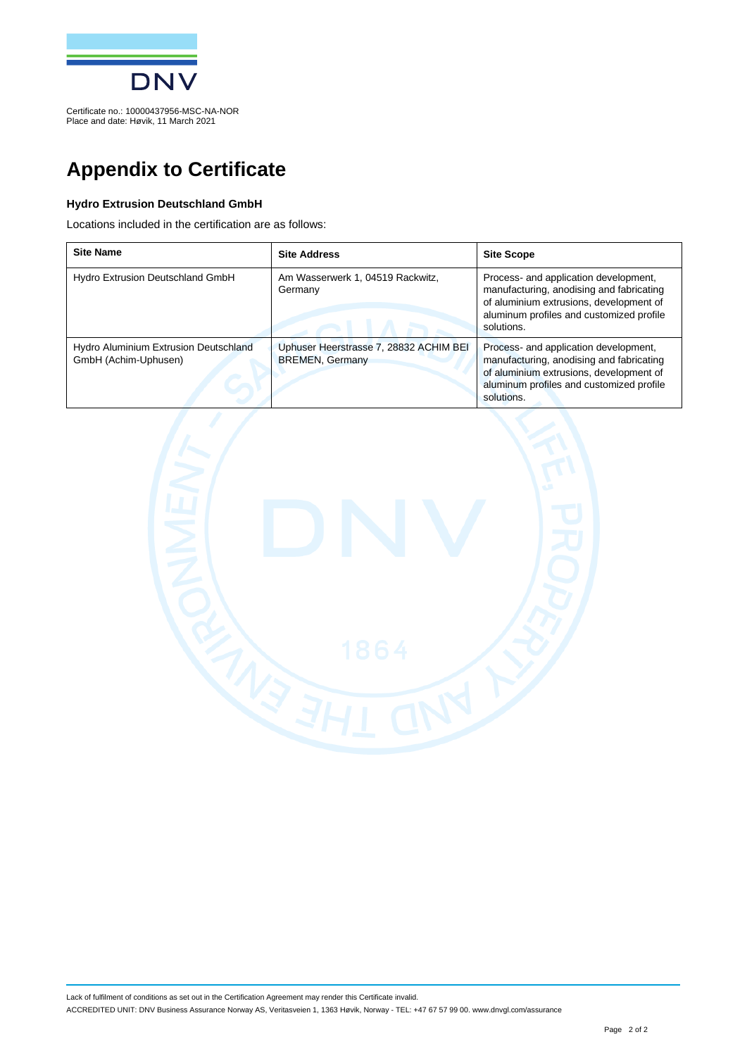Certificate no.: 10000437956-MSC-NA-NOR
Place and date: Høvik, 11 March 2021

# Appendix to Certificate

**Hydro Extrusion Deutschland GmbH**

Locations included in the certification are as follows:

| Site Name | Site Address | Site Scope |
|---|---|---|
| Hydro Extrusion Deutschland GmbH | Am Wasserwerk 1, 04519 Rackwitz, Germany | Process- and application development, manufacturing, anodising and fabricating of aluminium extrusions, development of aluminum profiles and customized profile solutions. |
| Hydro Aluminium Extrusion Deutschland GmbH (Achim-Uphusen) | Uphuser Heerstrasse 7, 28832 ACHIM BEI BREMEN, Germany | Process- and application development, manufacturing, anodising and fabricating of aluminium extrusions, development of aluminum profiles and customized profile solutions. |

Lack of fulfilment of conditions as set out in the Certification Agreement may render this Certificate invalid.

ACCREDITED UNIT: DNV Business Assurance Norway AS, Veritasveien 1, 1363 Høvik, Norway - TEL: +47 67 57 99 00. www.dnvgl.com/assurance